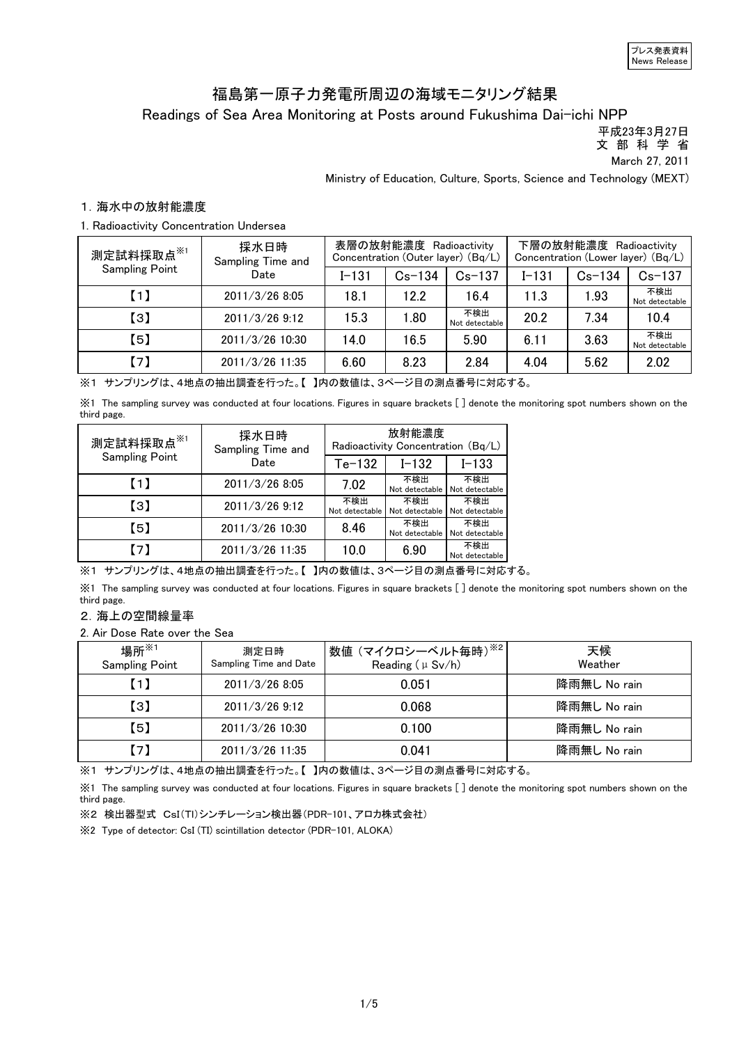プレス発表資料
News Release

# 福島第一原子力発電所周辺の海域モニタリング結果

## Readings of Sea Area Monitoring at Posts around Fukushima Dai-ichi NPP

平成23年3月27日
文 部 科 学 省
March 27, 2011
Ministry of Education, Culture, Sports, Science and Technology (MEXT)

### 1. 海水中の放射能濃度

1. Radioactivity Concentration Undersea

| 測定試料採取点※1 Sampling Point | 採水日時 Sampling Time and Date | 表層の放射能濃度 Radioactivity Concentration (Outer layer) (Bq/L) | | | 下層の放射能濃度 Radioactivity Concentration (Lower layer) (Bq/L) | | |
|---|---|---|---|---|---|---|---|
| | | I-131 | Cs-134 | Cs-137 | I-131 | Cs-134 | Cs-137 |
| 【1】 | 2011/3/26 8:05 | 18.1 | 12.2 | 16.4 | 11.3 | 1.93 | 不検出 Not detectable |
| 【3】 | 2011/3/26 9:12 | 15.3 | 1.80 | 不検出 Not detectable | 20.2 | 7.34 | 10.4 |
| 【5】 | 2011/3/26 10:30 | 14.0 | 16.5 | 5.90 | 6.11 | 3.63 | 不検出 Not detectable |
| 【7】 | 2011/3/26 11:35 | 6.60 | 8.23 | 2.84 | 4.04 | 5.62 | 2.02 |

※1 サンプリングは、4地点の抽出調査を行った。【 】内の数値は、3ページ目の測点番号に対応する。

※1 The sampling survey was conducted at four locations. Figures in square brackets [ ] denote the monitoring spot numbers shown on the third page.

| 測定試料採取点※1 Sampling Point | 採水日時 Sampling Time and Date | 放射能濃度 Radioactivity Concentration (Bq/L) | | |
|---|---|---|---|---|
| | | Te-132 | I-132 | I-133 |
| 【1】 | 2011/3/26 8:05 | 7.02 | 不検出 Not detectable | 不検出 Not detectable |
| 【3】 | 2011/3/26 9:12 | 不検出 Not detectable | 不検出 Not detectable | 不検出 Not detectable |
| 【5】 | 2011/3/26 10:30 | 8.46 | 不検出 Not detectable | 不検出 Not detectable |
| 【7】 | 2011/3/26 11:35 | 10.0 | 6.90 | 不検出 Not detectable |

※1 サンプリングは、4地点の抽出調査を行った。【 】内の数値は、3ページ目の測点番号に対応する。

※1 The sampling survey was conducted at four locations. Figures in square brackets [ ] denote the monitoring spot numbers shown on the third page.

### 2. 海上の空間線量率

2. Air Dose Rate over the Sea

| 場所※1 Sampling Point | 測定日時 Sampling Time and Date | 数値（マイクロシーベルト毎時）※2 Reading (μSv/h) | 天候 Weather |
|---|---|---|---|
| 【1】 | 2011/3/26 8:05 | 0.051 | 降雨無し No rain |
| 【3】 | 2011/3/26 9:12 | 0.068 | 降雨無し No rain |
| 【5】 | 2011/3/26 10:30 | 0.100 | 降雨無し No rain |
| 【7】 | 2011/3/26 11:35 | 0.041 | 降雨無し No rain |

※1 サンプリングは、4地点の抽出調査を行った。【 】内の数値は、3ページ目の測点番号に対応する。

※1 The sampling survey was conducted at four locations. Figures in square brackets [ ] denote the monitoring spot numbers shown on the third page.

※2 検出器型式 CsI(Tl)シンチレーション検出器（PDR-101、アロカ株式会社）

※2 Type of detector: CsI (Tl) scintillation detector (PDR-101, ALOKA)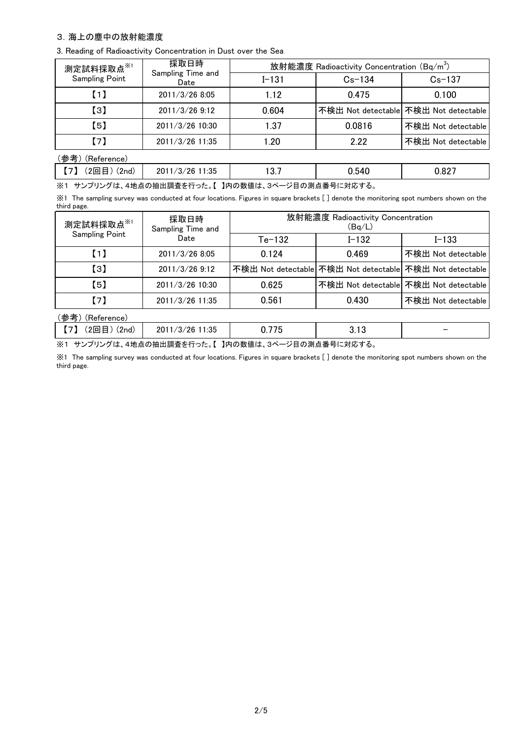### 3. 海上の塵中の放射能濃度

3. Reading of Radioactivity Concentration in Dust over the Sea

| 測定試料採取点※1 Sampling Point | 採取日時 Sampling Time and Date | 放射能濃度 Radioactivity Concentration ($Bq/m^3$) | | |
|---|---|---|---|---|
| | | I-131 | Cs-134 | Cs-137 |
| 【1】 | 2011/3/26 8:05 | 1.12 | 0.475 | 0.100 |
| 【3】 | 2011/3/26 9:12 | 0.604 | 不検出 Not detectable | 不検出 Not detectable |
| 【5】 | 2011/3/26 10:30 | 1.37 | 0.0816 | 不検出 Not detectable |
| 【7】 | 2011/3/26 11:35 | 1.20 | 2.22 | 不検出 Not detectable |

（参考）(Reference)

| | | | | |
|---|---|---|---|---|
| 【7】（2回目）(2nd) | 2011/3/26 11:35 | 13.7 | 0.540 | 0.827 |

※1 サンプリングは、4地点の抽出調査を行った。【 】内の数値は、3ページ目の測点番号に対応する。

※1 The sampling survey was conducted at four locations. Figures in square brackets [ ] denote the monitoring spot numbers shown on the third page.

| 測定試料採取点※1 Sampling Point | 採取日時 Sampling Time and Date | 放射能濃度 Radioactivity Concentration (Bq/L) | | |
|---|---|---|---|---|
| | | Te-132 | I-132 | I-133 |
| 【1】 | 2011/3/26 8:05 | 0.124 | 0.469 | 不検出 Not detectable |
| 【3】 | 2011/3/26 9:12 | 不検出 Not detectable | 不検出 Not detectable | 不検出 Not detectable |
| 【5】 | 2011/3/26 10:30 | 0.625 | 不検出 Not detectable | 不検出 Not detectable |
| 【7】 | 2011/3/26 11:35 | 0.561 | 0.430 | 不検出 Not detectable |

（参考）(Reference)

| | | | | |
|---|---|---|---|---|
| 【7】（2回目）(2nd) | 2011/3/26 11:35 | 0.775 | 3.13 | − |

※1 サンプリングは、4地点の抽出調査を行った。【 】内の数値は、3ページ目の測点番号に対応する。

※1 The sampling survey was conducted at four locations. Figures in square brackets [ ] denote the monitoring spot numbers shown on the third page.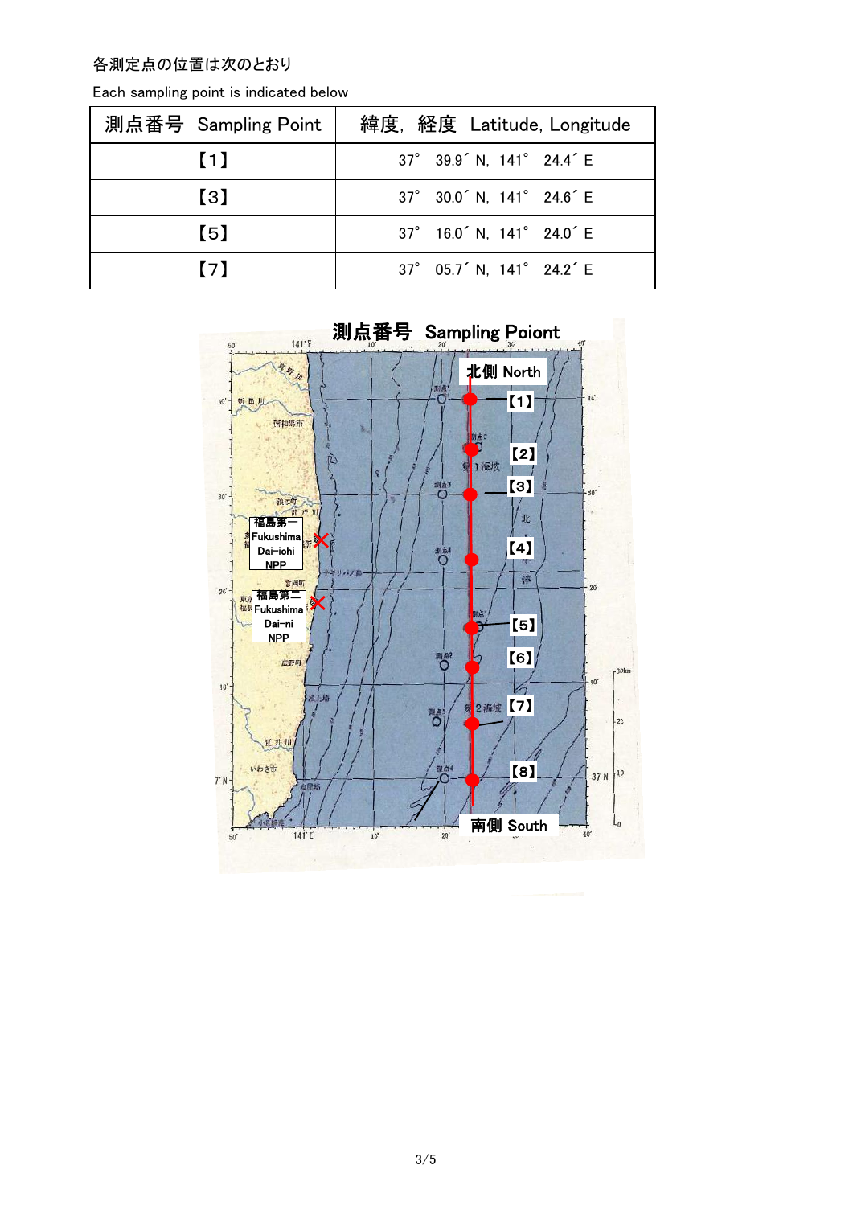各測定点の位置は次のとおり

Each sampling point is indicated below

| 測点番号 Sampling Point | 緯度，経度 Latitude, Longitude |
| --- | --- |
| 【1】 | 37° 39.9´ N, 141° 24.4´ E |
| 【3】 | 37° 30.0´ N, 141° 24.6´ E |
| 【5】 | 37° 16.0´ N, 141° 24.0´ E |
| 【7】 | 37° 05.7´ N, 141° 24.2´ E |

測点番号 Sampling Poiont

北側 North

【1】

【2】

【3】

【4】

【5】

【6】

【7】

【8】

南側 South

福島第一 Fukushima Dai-ichi NPP

福島第二 Fukushima Dai-ni NPP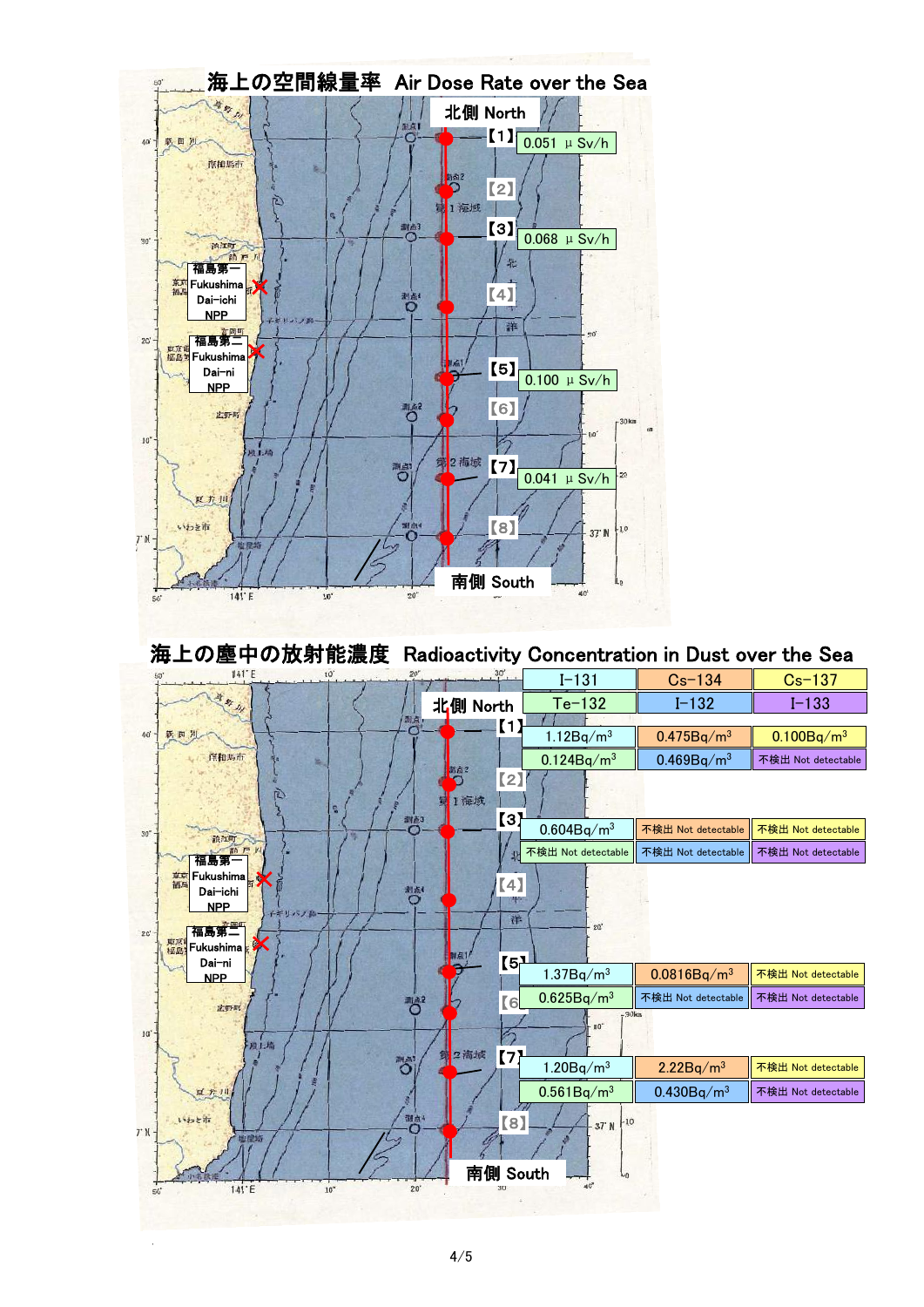## 海上の空間線量率 Air Dose Rate over the Sea

北側 North

| Point | Air Dose Rate |
| --- | --- |
| 【1】 | 0.051 μSv/h |
| 【2】 | |
| 【3】 | 0.068 μSv/h |
| 【4】 | |
| 【5】 | 0.100 μSv/h |
| 【6】 | |
| 【7】 | 0.041 μSv/h |
| 【8】 | |

南側 South

福島第一 Fukushima Dai-ichi NPP

福島第二 Fukushima Dai-ni NPP

## 海上の塵中の放射能濃度 Radioactivity Concentration in Dust over the Sea

北側 North

| Point | I-131 | Cs-134 | Cs-137 |
| --- | --- | --- | --- |
| | Te-132 | I-132 | I-133 |
| 【1】 | 1.12Bq/m$^3$ | 0.475Bq/m$^3$ | 0.100Bq/m$^3$ |
| | 0.124Bq/m$^3$ | 0.469Bq/m$^3$ | 不検出 Not detectable |
| 【2】 | | | |
| 【3】 | 0.604Bq/m$^3$ | 不検出 Not detectable | 不検出 Not detectable |
| | 不検出 Not detectable | 不検出 Not detectable | 不検出 Not detectable |
| 【4】 | | | |
| 【5】 | 1.37Bq/m$^3$ | 0.0816Bq/m$^3$ | 不検出 Not detectable |
| | 0.625Bq/m$^3$ | 不検出 Not detectable | 不検出 Not detectable |
| 【6】 | | | |
| 【7】 | 1.20Bq/m$^3$ | 2.22Bq/m$^3$ | 不検出 Not detectable |
| | 0.561Bq/m$^3$ | 0.430Bq/m$^3$ | 不検出 Not detectable |
| 【8】 | | | |

南側 South

福島第一 Fukushima Dai-ichi NPP

福島第二 Fukushima Dai-ni NPP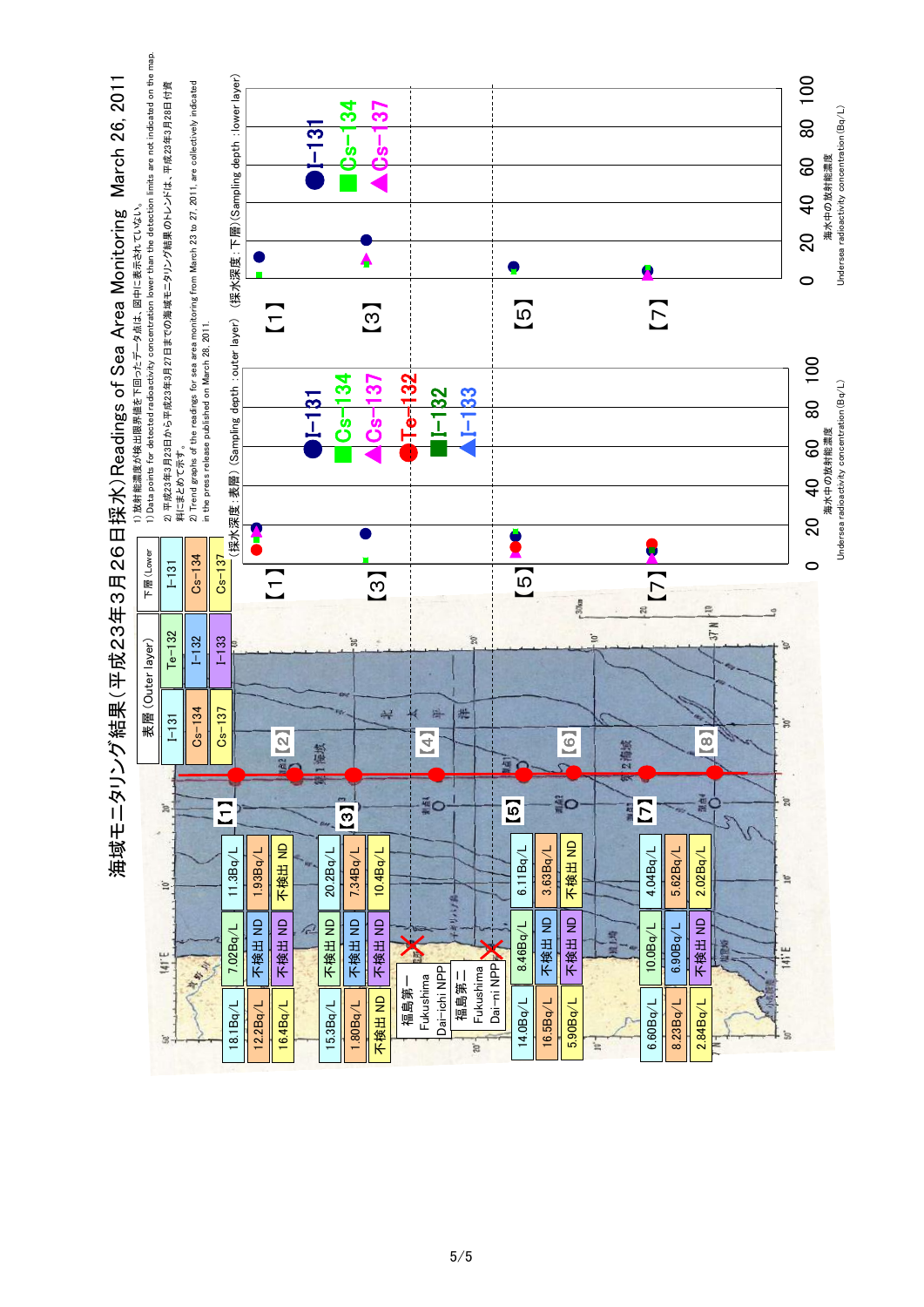# 海域モニタリング結果（平成23年3月26日採水）Readings of Sea Area Monitoring March 26, 2011

1) 放射能濃度が検出限界値を下回ったデータ点は、図中に表示されていない。
1) Data points for detected radioactivity concentration lower than the detection limits are not indicated on the map.

2) 平成23年3月23日から平成23年3月27日までの海域モニタリング結果のトレンドは、平成23年3月28日付資料にまとめて示す。
2) Trend graphs of the readings for sea area monitoring from March 23 to 27, 2011, are collectively indicated in the press release published on March 28, 2011.

| 表層 (Outer layer) | | | 下層 (Lower layer) |
|---|---|---|---|
| I-131 | Te-132 | | I-131 |
| Cs-134 | I-132 | | Cs-134 |
| Cs-137 | I-133 | | Cs-137 |

【1】

| 表層 (Outer layer) | | 下層 (Lower layer) |
|---|---|---|
| 18.1Bq/L | 7.02Bq/L | 11.3Bq/L |
| 12.2Bq/L | 不検出 ND | 1.93Bq/L |
| 16.4Bq/L | 不検出 ND | 不検出 ND |

【3】

| 表層 (Outer layer) | | 下層 (Lower layer) |
|---|---|---|
| 15.3Bq/L | 不検出 ND | 20.2Bq/L |
| 1.80Bq/L | 不検出 ND | 7.34Bq/L |
| 不検出 ND | 不検出 ND | 10.4Bq/L |

【5】

| 表層 (Outer layer) | | 下層 (Lower layer) |
|---|---|---|
| 14.0Bq/L | 8.46Bq/L | 6.11Bq/L |
| 16.5Bq/L | 不検出 ND | 3.63Bq/L |
| 5.90Bq/L | 不検出 ND | 不検出 ND |

【7】

| 表層 (Outer layer) | | 下層 (Lower layer) |
|---|---|---|
| 6.60Bq/L | 10.0Bq/L | 4.04Bq/L |
| 8.23Bq/L | 6.90Bq/L | 5.62Bq/L |
| 2.84Bq/L | 不検出 ND | 2.02Bq/L |

福島第一 Fukushima Dai-ichi NPP

福島第二 Fukushima Dai-ni NPP

【2】 【4】 【6】 【8】

(採水深度：表層) (Sampling depth : outer layer)

【1】 【3】 【5】 【7】

I-131, Cs-134, Cs-137, Te-132, I-132, I-133

0 20 40 60 80 100

海水中の放射能濃度 Undersea radioactivity concentration (Bq/L)

(採水深度：下層) (Sampling depth : lower layer)

【1】 【3】 【5】 【7】

I-131, Cs-134, Cs-137

0 20 40 60 80 100

海水中の放射能濃度 Undersea radioactivity concentration (Bq/L)